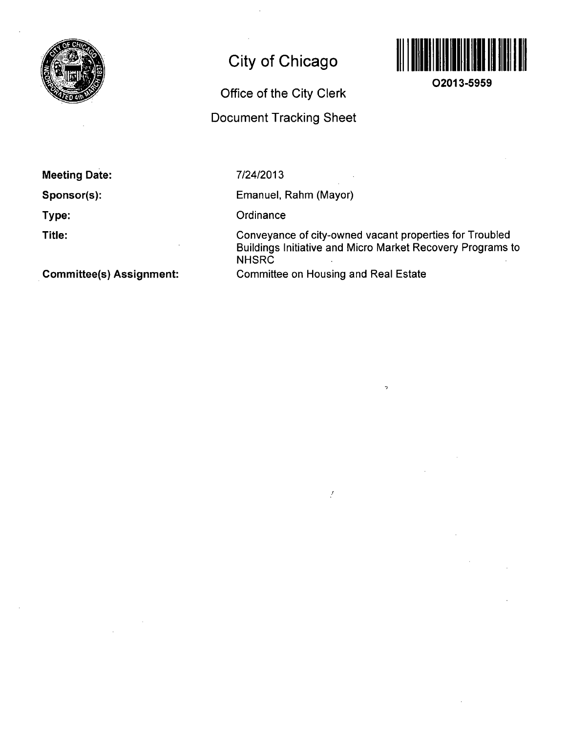# City of Chicago

## Office of the City Clerk

## Document Tracking Sheet

O2013-5959

**Meeting Date:** 7/24/2013

**Sponsor(s):** Emanuel, Rahm (Mayor)

**Type:** Ordinance

**Title:** Conveyance of city-owned vacant properties for Troubled Buildings Initiative and Micro Market Recovery Programs to NHSRC

**Committee(s) Assignment:** Committee on Housing and Real Estate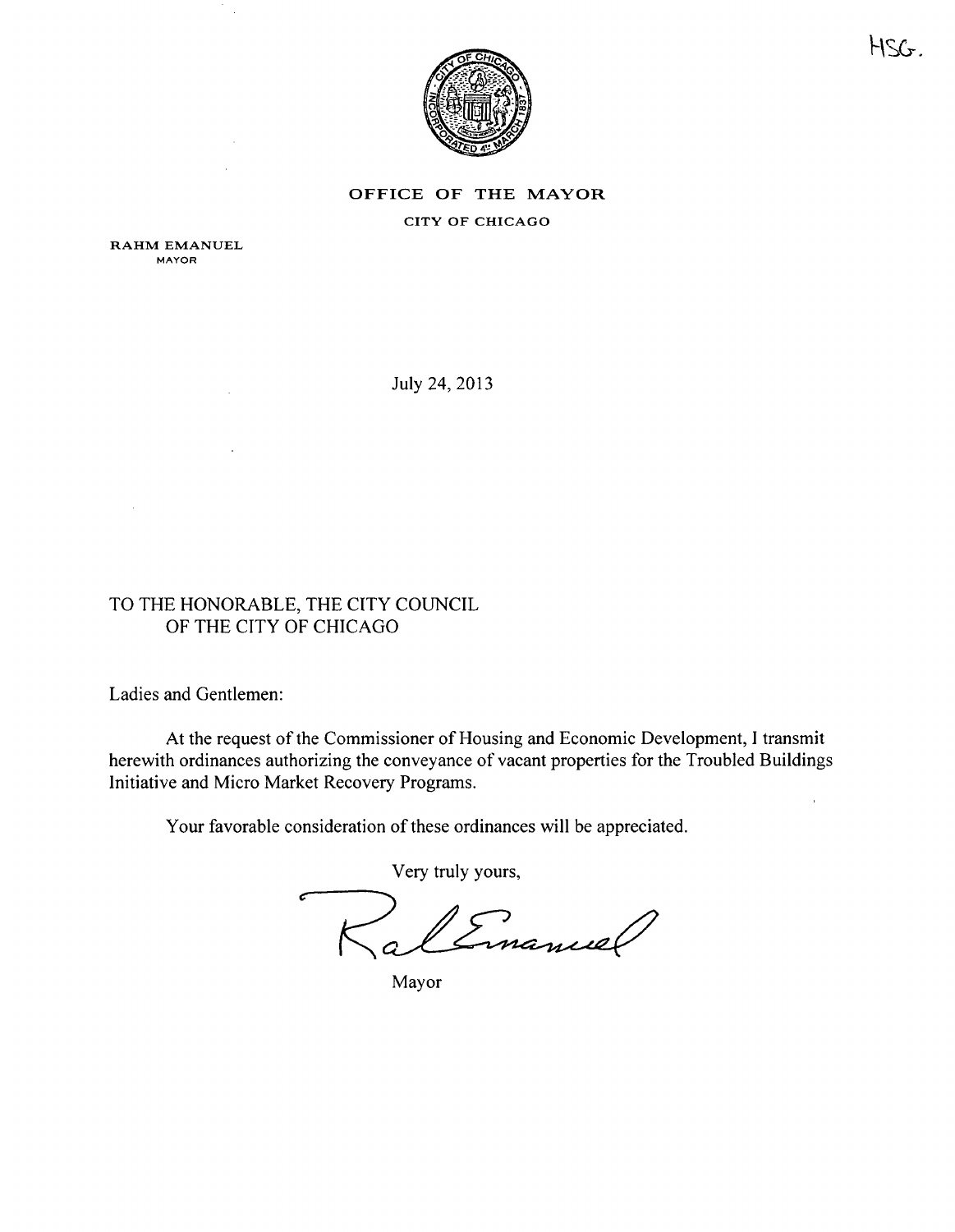HSG.

**OFFICE OF THE MAYOR**

CITY OF CHICAGO

RAHM EMANUEL
MAYOR

July 24, 2013

TO THE HONORABLE, THE CITY COUNCIL
OF THE CITY OF CHICAGO

Ladies and Gentlemen:

At the request of the Commissioner of Housing and Economic Development, I transmit herewith ordinances authorizing the conveyance of vacant properties for the Troubled Buildings Initiative and Micro Market Recovery Programs.

Your favorable consideration of these ordinances will be appreciated.

Very truly yours,

Mayor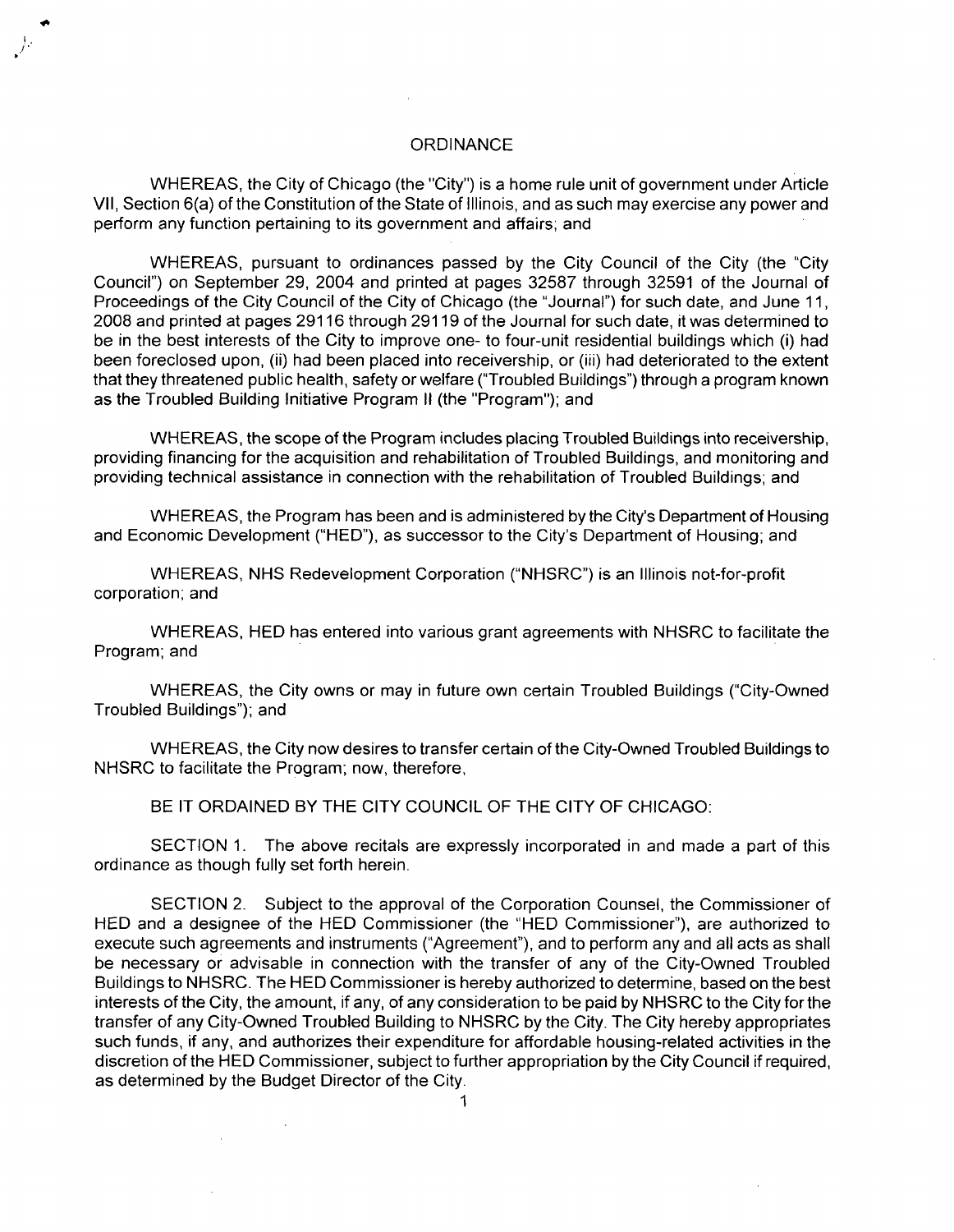# ORDINANCE

WHEREAS, the City of Chicago (the "City") is a home rule unit of government under Article VII, Section 6(a) of the Constitution of the State of Illinois, and as such may exercise any power and perform any function pertaining to its government and affairs; and

WHEREAS, pursuant to ordinances passed by the City Council of the City (the "City Council") on September 29, 2004 and printed at pages 32587 through 32591 of the Journal of Proceedings of the City Council of the City of Chicago (the "Journal") for such date, and June 11, 2008 and printed at pages 29116 through 29119 of the Journal for such date, it was determined to be in the best interests of the City to improve one- to four-unit residential buildings which (i) had been foreclosed upon, (ii) had been placed into receivership, or (iii) had deteriorated to the extent that they threatened public health, safety or welfare ("Troubled Buildings") through a program known as the Troubled Building Initiative Program II (the "Program"); and

WHEREAS, the scope of the Program includes placing Troubled Buildings into receivership, providing financing for the acquisition and rehabilitation of Troubled Buildings, and monitoring and providing technical assistance in connection with the rehabilitation of Troubled Buildings; and

WHEREAS, the Program has been and is administered by the City's Department of Housing and Economic Development ("HED"), as successor to the City's Department of Housing; and

WHEREAS, NHS Redevelopment Corporation ("NHSRC") is an Illinois not-for-profit corporation; and

WHEREAS, HED has entered into various grant agreements with NHSRC to facilitate the Program; and

WHEREAS, the City owns or may in future own certain Troubled Buildings ("City-Owned Troubled Buildings"); and

WHEREAS, the City now desires to transfer certain of the City-Owned Troubled Buildings to NHSRC to facilitate the Program; now, therefore,

BE IT ORDAINED BY THE CITY COUNCIL OF THE CITY OF CHICAGO:

SECTION 1. The above recitals are expressly incorporated in and made a part of this ordinance as though fully set forth herein.

SECTION 2. Subject to the approval of the Corporation Counsel, the Commissioner of HED and a designee of the HED Commissioner (the "HED Commissioner"), are authorized to execute such agreements and instruments ("Agreement"), and to perform any and all acts as shall be necessary or advisable in connection with the transfer of any of the City-Owned Troubled Buildings to NHSRC. The HED Commissioner is hereby authorized to determine, based on the best interests of the City, the amount, if any, of any consideration to be paid by NHSRC to the City for the transfer of any City-Owned Troubled Building to NHSRC by the City. The City hereby appropriates such funds, if any, and authorizes their expenditure for affordable housing-related activities in the discretion of the HED Commissioner, subject to further appropriation by the City Council if required, as determined by the Budget Director of the City.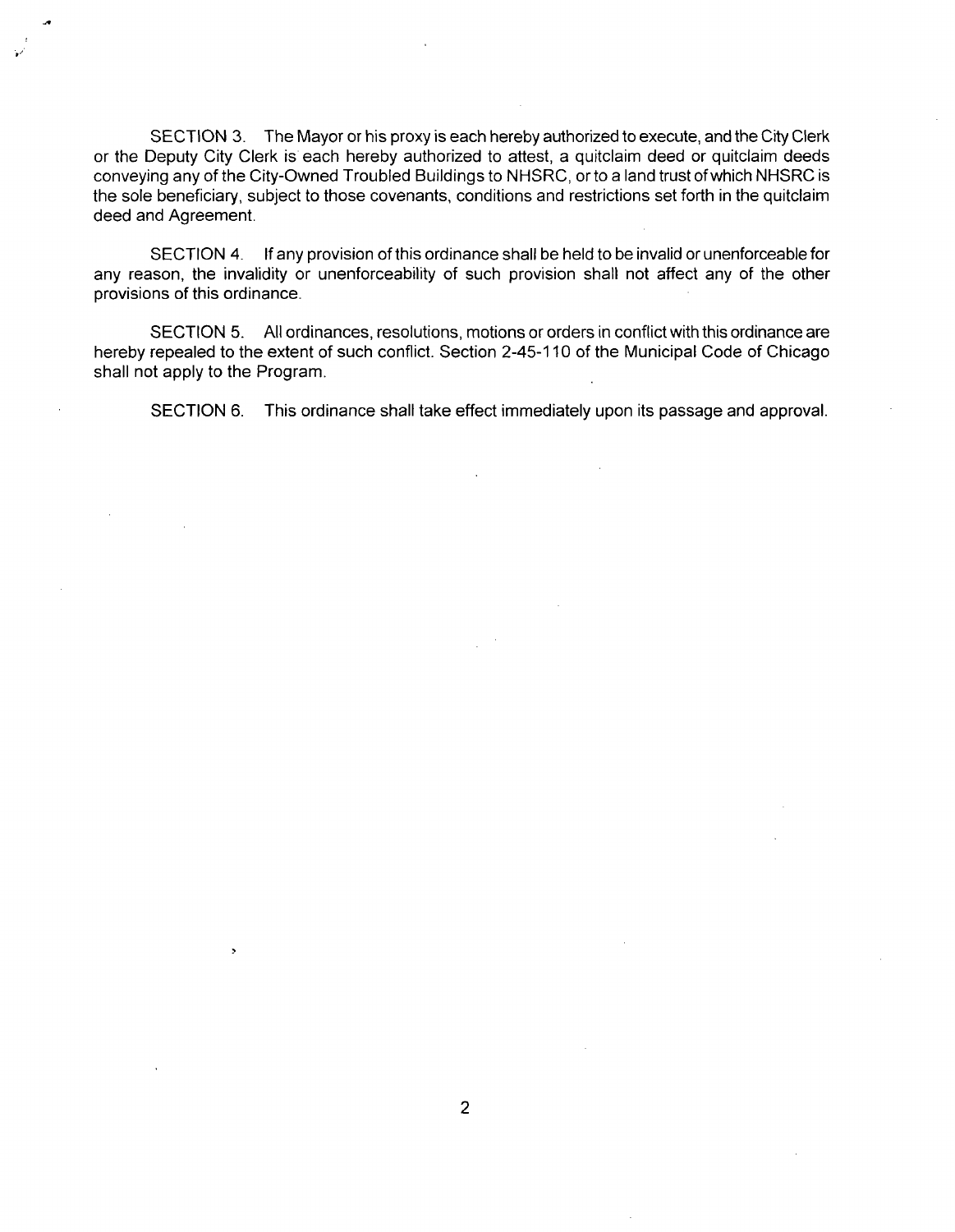SECTION 3. The Mayor or his proxy is each hereby authorized to execute, and the City Clerk or the Deputy City Clerk is each hereby authorized to attest, a quitclaim deed or quitclaim deeds conveying any of the City-Owned Troubled Buildings to NHSRC, or to a land trust of which NHSRC is the sole beneficiary, subject to those covenants, conditions and restrictions set forth in the quitclaim deed and Agreement.

SECTION 4. If any provision of this ordinance shall be held to be invalid or unenforceable for any reason, the invalidity or unenforceability of such provision shall not affect any of the other provisions of this ordinance.

SECTION 5. All ordinances, resolutions, motions or orders in conflict with this ordinance are hereby repealed to the extent of such conflict. Section 2-45-110 of the Municipal Code of Chicago shall not apply to the Program.

SECTION 6. This ordinance shall take effect immediately upon its passage and approval.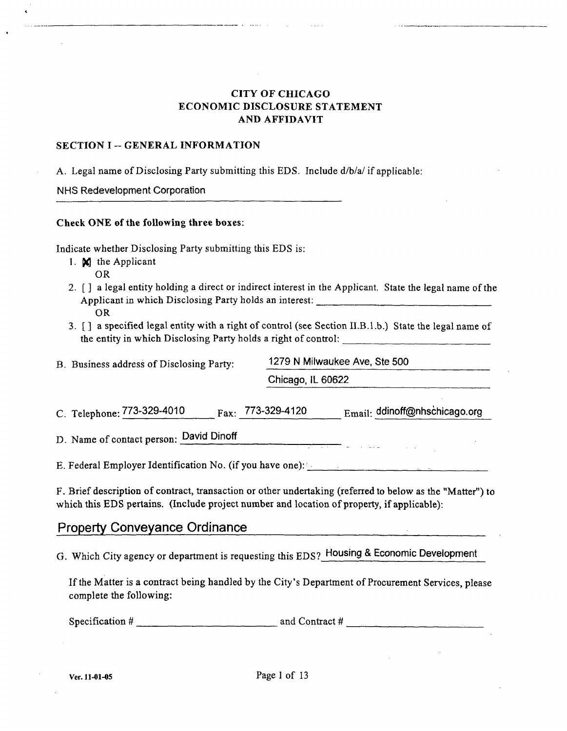# CITY OF CHICAGO
# ECONOMIC DISCLOSURE STATEMENT AND AFFIDAVIT

## SECTION I -- GENERAL INFORMATION

A. Legal name of Disclosing Party submitting this EDS. Include d/b/a/ if applicable:

NHS Redevelopment Corporation

**Check ONE of the following three boxes:**

Indicate whether Disclosing Party submitting this EDS is:

1. [X] the Applicant
   OR
2. [ ] a legal entity holding a direct or indirect interest in the Applicant. State the legal name of the Applicant in which Disclosing Party holds an interest: ______________
   OR
3. [ ] a specified legal entity with a right of control (see Section II.B.1.b.) State the legal name of the entity in which Disclosing Party holds a right of control: ______________

B. Business address of Disclosing Party: 1279 N Milwaukee Ave, Ste 500
Chicago, IL 60622

C. Telephone: 773-329-4010 Fax: 773-329-4120 Email: ddinoff@nhschicago.org

D. Name of contact person: David Dinoff

E. Federal Employer Identification No. (if you have one): ______________

F. Brief description of contract, transaction or other undertaking (referred to below as the "Matter") to which this EDS pertains. (Include project number and location of property, if applicable):

Property Conveyance Ordinance

G. Which City agency or department is requesting this EDS? Housing & Economic Development

If the Matter is a contract being handled by the City's Department of Procurement Services, please complete the following:

Specification # ______________ and Contract # ______________

Ver. 11-01-05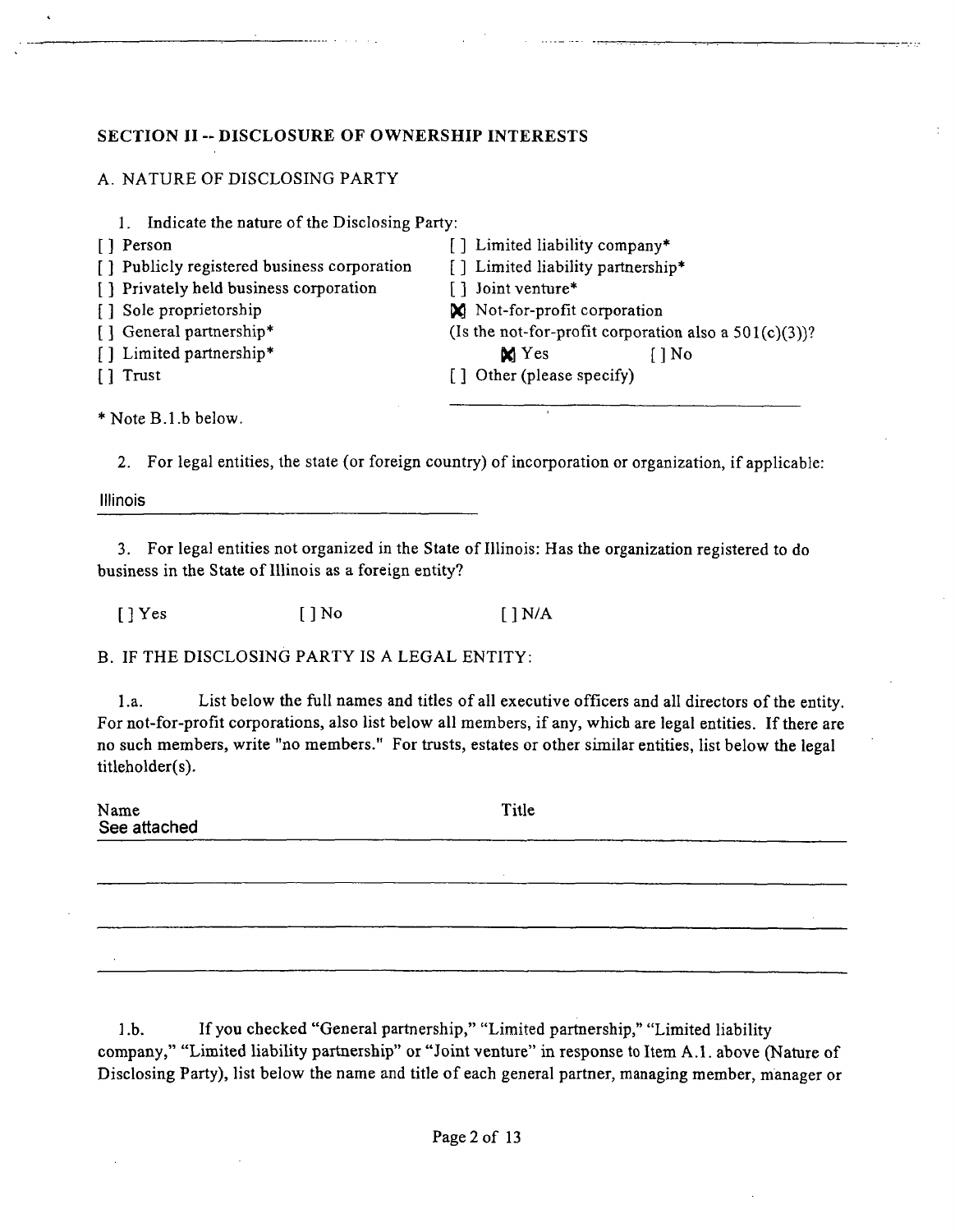## SECTION II -- DISCLOSURE OF OWNERSHIP INTERESTS

### A. NATURE OF DISCLOSING PARTY

1. Indicate the nature of the Disclosing Party:

[ ] Person
[ ] Publicly registered business corporation
[ ] Privately held business corporation
[ ] Sole proprietorship
[ ] General partnership*
[ ] Limited partnership*
[ ] Trust
[ ] Limited liability company*
[ ] Limited liability partnership*
[ ] Joint venture*
[X] Not-for-profit corporation
(Is the not-for-profit corporation also a 501(c)(3))?
[X] Yes [ ] No
[ ] Other (please specify)

\* Note B.1.b below.

2. For legal entities, the state (or foreign country) of incorporation or organization, if applicable:

Illinois

3. For legal entities not organized in the State of Illinois: Has the organization registered to do business in the State of Illinois as a foreign entity?

[ ] Yes [ ] No [ ] N/A

### B. IF THE DISCLOSING PARTY IS A LEGAL ENTITY:

1.a. List below the full names and titles of all executive officers and all directors of the entity. For not-for-profit corporations, also list below all members, if any, which are legal entities. If there are no such members, write "no members." For trusts, estates or other similar entities, list below the legal titleholder(s).

| Name | Title |
|---|---|
| See attached | |

1.b. If you checked "General partnership," "Limited partnership," "Limited liability company," "Limited liability partnership" or "Joint venture" in response to Item A.1. above (Nature of Disclosing Party), list below the name and title of each general partner, managing member, manager or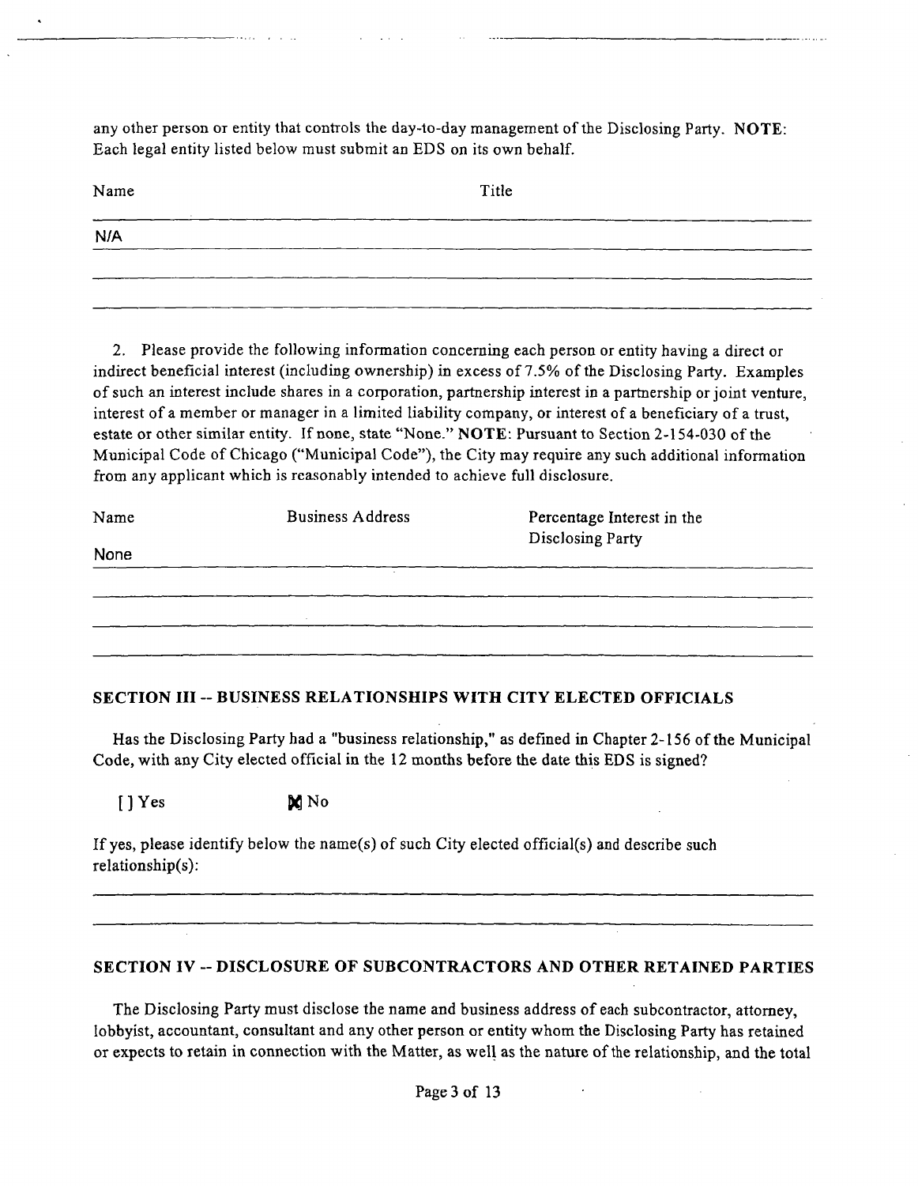any other person or entity that controls the day-to-day management of the Disclosing Party. **NOTE**: Each legal entity listed below must submit an EDS on its own behalf.

| Name | Title |
|---|---|
| N/A | |
| | |
| | |

2. Please provide the following information concerning each person or entity having a direct or indirect beneficial interest (including ownership) in excess of 7.5% of the Disclosing Party. Examples of such an interest include shares in a corporation, partnership interest in a partnership or joint venture, interest of a member or manager in a limited liability company, or interest of a beneficiary of a trust, estate or other similar entity. If none, state "None." **NOTE**: Pursuant to Section 2-154-030 of the Municipal Code of Chicago ("Municipal Code"), the City may require any such additional information from any applicant which is reasonably intended to achieve full disclosure.

| Name | Business Address | Percentage Interest in the Disclosing Party |
|---|---|---|
| None | | |
| | | |
| | | |
| | | |

## SECTION III -- BUSINESS RELATIONSHIPS WITH CITY ELECTED OFFICIALS

Has the Disclosing Party had a "business relationship," as defined in Chapter 2-156 of the Municipal Code, with any City elected official in the 12 months before the date this EDS is signed?

[ ] Yes [X] No

If yes, please identify below the name(s) of such City elected official(s) and describe such relationship(s):

## SECTION IV -- DISCLOSURE OF SUBCONTRACTORS AND OTHER RETAINED PARTIES

The Disclosing Party must disclose the name and business address of each subcontractor, attorney, lobbyist, accountant, consultant and any other person or entity whom the Disclosing Party has retained or expects to retain in connection with the Matter, as well as the nature of the relationship, and the total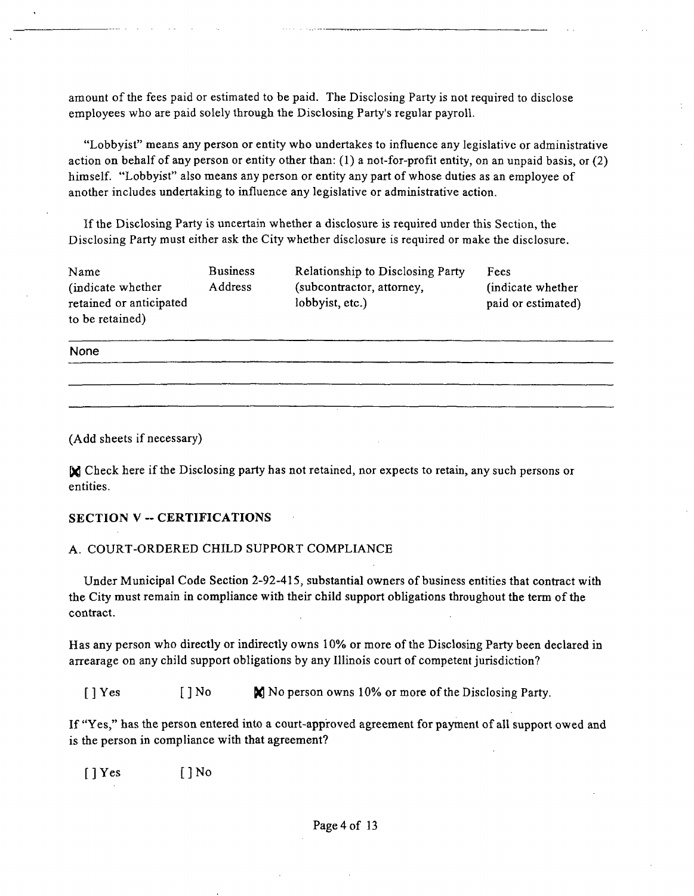amount of the fees paid or estimated to be paid. The Disclosing Party is not required to disclose employees who are paid solely through the Disclosing Party's regular payroll.

"Lobbyist" means any person or entity who undertakes to influence any legislative or administrative action on behalf of any person or entity other than: (1) a not-for-profit entity, on an unpaid basis, or (2) himself. "Lobbyist" also means any person or entity any part of whose duties as an employee of another includes undertaking to influence any legislative or administrative action.

If the Disclosing Party is uncertain whether a disclosure is required under this Section, the Disclosing Party must either ask the City whether disclosure is required or make the disclosure.

| Name (indicate whether retained or anticipated to be retained) | Business Address | Relationship to Disclosing Party (subcontractor, attorney, lobbyist, etc.) | Fees (indicate whether paid or estimated) |
|---|---|---|---|
| None | | | |
| | | | |
| | | | |

(Add sheets if necessary)

[X] Check here if the Disclosing party has not retained, nor expects to retain, any such persons or entities.

## SECTION V -- CERTIFICATIONS

A. COURT-ORDERED CHILD SUPPORT COMPLIANCE

Under Municipal Code Section 2-92-415, substantial owners of business entities that contract with the City must remain in compliance with their child support obligations throughout the term of the contract.

Has any person who directly or indirectly owns 10% or more of the Disclosing Party been declared in arrearage on any child support obligations by any Illinois court of competent jurisdiction?

[ ] Yes [ ] No [X] No person owns 10% or more of the Disclosing Party.

If "Yes," has the person entered into a court-approved agreement for payment of all support owed and is the person in compliance with that agreement?

[ ] Yes [ ] No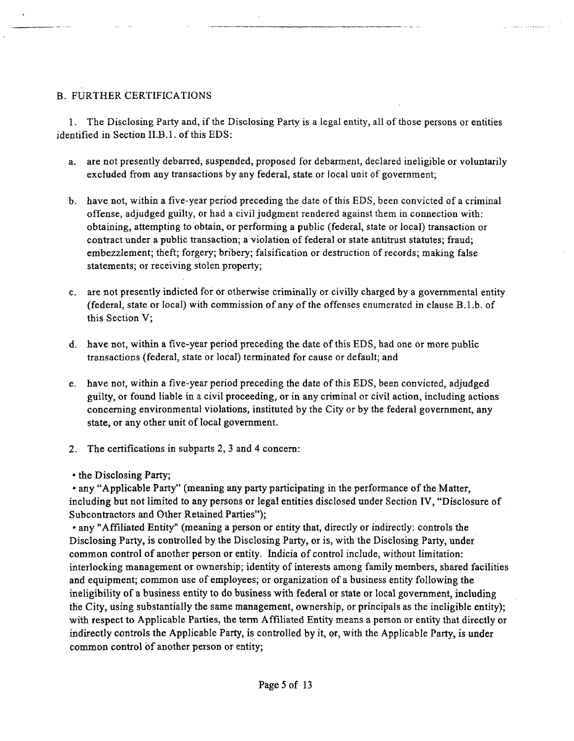## B. FURTHER CERTIFICATIONS

1. The Disclosing Party and, if the Disclosing Party is a legal entity, all of those persons or entities identified in Section II.B.1. of this EDS:

   a. are not presently debarred, suspended, proposed for debarment, declared ineligible or voluntarily excluded from any transactions by any federal, state or local unit of government;

   b. have not, within a five-year period preceding the date of this EDS, been convicted of a criminal offense, adjudged guilty, or had a civil judgment rendered against them in connection with: obtaining, attempting to obtain, or performing a public (federal, state or local) transaction or contract under a public transaction; a violation of federal or state antitrust statutes; fraud; embezzlement; theft; forgery; bribery; falsification or destruction of records; making false statements; or receiving stolen property;

   c. are not presently indicted for or otherwise criminally or civilly charged by a governmental entity (federal, state or local) with commission of any of the offenses enumerated in clause B.1.b. of this Section V;

   d. have not, within a five-year period preceding the date of this EDS, had one or more public transactions (federal, state or local) terminated for cause or default; and

   e. have not, within a five-year period preceding the date of this EDS, been convicted, adjudged guilty, or found liable in a civil proceeding, or in any criminal or civil action, including actions concerning environmental violations, instituted by the City or by the federal government, any state, or any other unit of local government.

2. The certifications in subparts 2, 3 and 4 concern:

- the Disclosing Party;
- any "Applicable Party" (meaning any party participating in the performance of the Matter, including but not limited to any persons or legal entities disclosed under Section IV, "Disclosure of Subcontractors and Other Retained Parties");
- any "Affiliated Entity" (meaning a person or entity that, directly or indirectly: controls the Disclosing Party, is controlled by the Disclosing Party, or is, with the Disclosing Party, under common control of another person or entity. Indicia of control include, without limitation: interlocking management or ownership; identity of interests among family members, shared facilities and equipment; common use of employees; or organization of a business entity following the ineligibility of a business entity to do business with federal or state or local government, including the City, using substantially the same management, ownership, or principals as the ineligible entity); with respect to Applicable Parties, the term Affiliated Entity means a person or entity that directly or indirectly controls the Applicable Party, is controlled by it, or, with the Applicable Party, is under common control of another person or entity;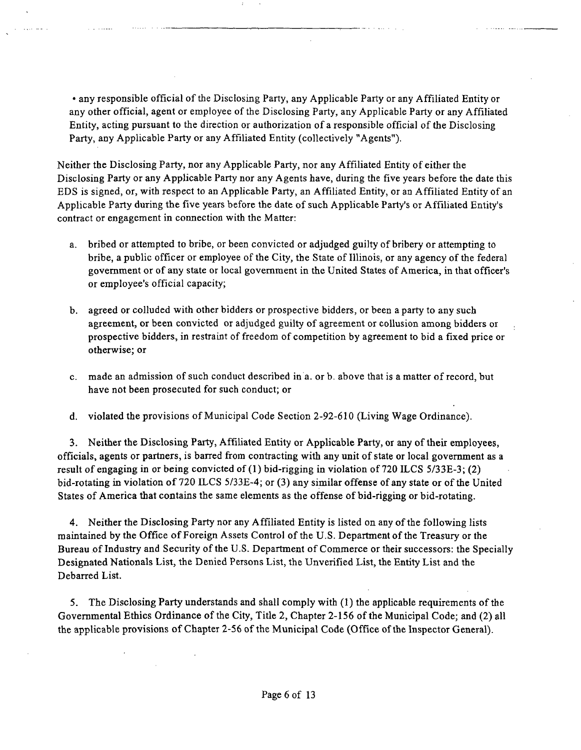- any responsible official of the Disclosing Party, any Applicable Party or any Affiliated Entity or any other official, agent or employee of the Disclosing Party, any Applicable Party or any Affiliated Entity, acting pursuant to the direction or authorization of a responsible official of the Disclosing Party, any Applicable Party or any Affiliated Entity (collectively "Agents").

Neither the Disclosing Party, nor any Applicable Party, nor any Affiliated Entity of either the Disclosing Party or any Applicable Party nor any Agents have, during the five years before the date this EDS is signed, or, with respect to an Applicable Party, an Affiliated Entity, or an Affiliated Entity of an Applicable Party during the five years before the date of such Applicable Party's or Affiliated Entity's contract or engagement in connection with the Matter:

a. bribed or attempted to bribe, or been convicted or adjudged guilty of bribery or attempting to bribe, a public officer or employee of the City, the State of Illinois, or any agency of the federal government or of any state or local government in the United States of America, in that officer's or employee's official capacity;

b. agreed or colluded with other bidders or prospective bidders, or been a party to any such agreement, or been convicted or adjudged guilty of agreement or collusion among bidders or prospective bidders, in restraint of freedom of competition by agreement to bid a fixed price or otherwise; or

c. made an admission of such conduct described in a. or b. above that is a matter of record, but have not been prosecuted for such conduct; or

d. violated the provisions of Municipal Code Section 2-92-610 (Living Wage Ordinance).

3. Neither the Disclosing Party, Affiliated Entity or Applicable Party, or any of their employees, officials, agents or partners, is barred from contracting with any unit of state or local government as a result of engaging in or being convicted of (1) bid-rigging in violation of 720 ILCS 5/33E-3; (2) bid-rotating in violation of 720 ILCS 5/33E-4; or (3) any similar offense of any state or of the United States of America that contains the same elements as the offense of bid-rigging or bid-rotating.

4. Neither the Disclosing Party nor any Affiliated Entity is listed on any of the following lists maintained by the Office of Foreign Assets Control of the U.S. Department of the Treasury or the Bureau of Industry and Security of the U.S. Department of Commerce or their successors: the Specially Designated Nationals List, the Denied Persons List, the Unverified List, the Entity List and the Debarred List.

5. The Disclosing Party understands and shall comply with (1) the applicable requirements of the Governmental Ethics Ordinance of the City, Title 2, Chapter 2-156 of the Municipal Code; and (2) all the applicable provisions of Chapter 2-56 of the Municipal Code (Office of the Inspector General).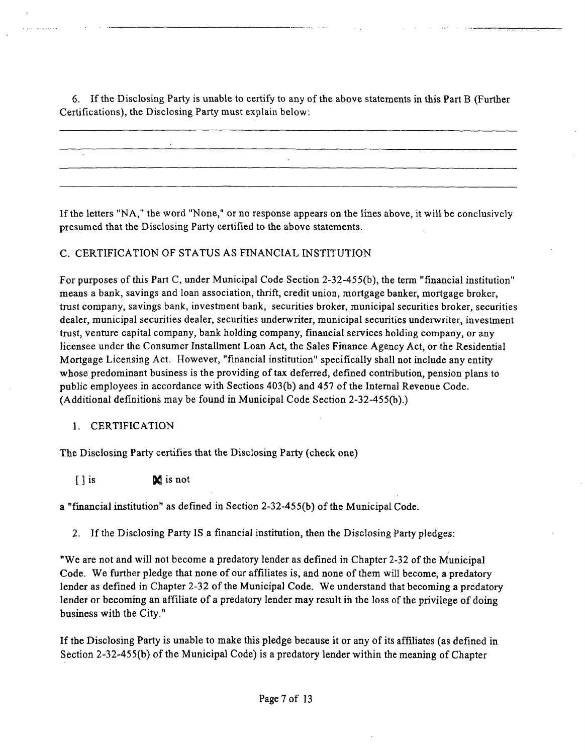6. If the Disclosing Party is unable to certify to any of the above statements in this Part B (Further Certifications), the Disclosing Party must explain below:

_______________________________________________________________________________

_______________________________________________________________________________

_______________________________________________________________________________

_______________________________________________________________________________

If the letters "NA," the word "None," or no response appears on the lines above, it will be conclusively presumed that the Disclosing Party certified to the above statements.

## C. CERTIFICATION OF STATUS AS FINANCIAL INSTITUTION

For purposes of this Part C, under Municipal Code Section 2-32-455(b), the term "financial institution" means a bank, savings and loan association, thrift, credit union, mortgage banker, mortgage broker, trust company, savings bank, investment bank, securities broker, municipal securities broker, securities dealer, municipal securities dealer, securities underwriter, municipal securities underwriter, investment trust, venture capital company, bank holding company, financial services holding company, or any licensee under the Consumer Installment Loan Act, the Sales Finance Agency Act, or the Residential Mortgage Licensing Act. However, "financial institution" specifically shall not include any entity whose predominant business is the providing of tax deferred, defined contribution, pension plans to public employees in accordance with Sections 403(b) and 457 of the Internal Revenue Code. (Additional definitions may be found in Municipal Code Section 2-32-455(b).)

1. CERTIFICATION

The Disclosing Party certifies that the Disclosing Party (check one)

[ ] is [X] is not

a "financial institution" as defined in Section 2-32-455(b) of the Municipal Code.

2. If the Disclosing Party IS a financial institution, then the Disclosing Party pledges:

"We are not and will not become a predatory lender as defined in Chapter 2-32 of the Municipal Code. We further pledge that none of our affiliates is, and none of them will become, a predatory lender as defined in Chapter 2-32 of the Municipal Code. We understand that becoming a predatory lender or becoming an affiliate of a predatory lender may result in the loss of the privilege of doing business with the City."

If the Disclosing Party is unable to make this pledge because it or any of its affiliates (as defined in Section 2-32-455(b) of the Municipal Code) is a predatory lender within the meaning of Chapter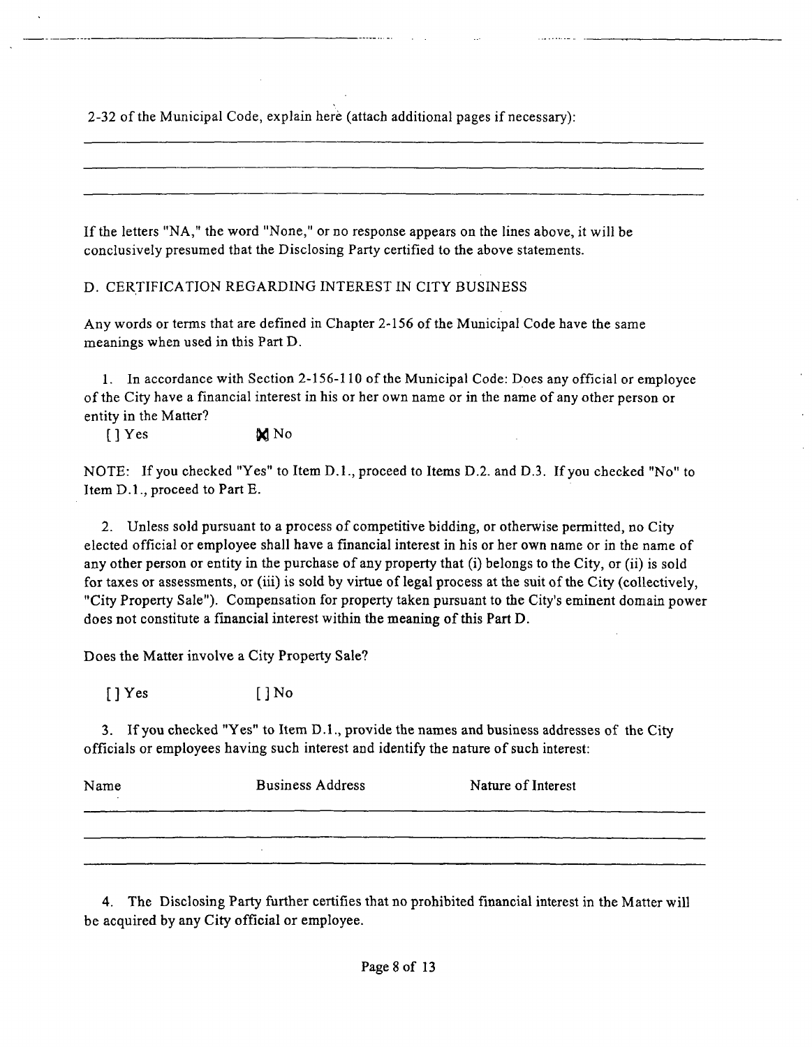2-32 of the Municipal Code, explain here (attach additional pages if necessary):

___

___

___

If the letters "NA," the word "None," or no response appears on the lines above, it will be conclusively presumed that the Disclosing Party certified to the above statements.

D. CERTIFICATION REGARDING INTEREST IN CITY BUSINESS

Any words or terms that are defined in Chapter 2-156 of the Municipal Code have the same meanings when used in this Part D.

1. In accordance with Section 2-156-110 of the Municipal Code: Does any official or employee of the City have a financial interest in his or her own name or in the name of any other person or entity in the Matter?

[ ] Yes [X] No

NOTE: If you checked "Yes" to Item D.1., proceed to Items D.2. and D.3. If you checked "No" to Item D.1., proceed to Part E.

2. Unless sold pursuant to a process of competitive bidding, or otherwise permitted, no City elected official or employee shall have a financial interest in his or her own name or in the name of any other person or entity in the purchase of any property that (i) belongs to the City, or (ii) is sold for taxes or assessments, or (iii) is sold by virtue of legal process at the suit of the City (collectively, "City Property Sale"). Compensation for property taken pursuant to the City's eminent domain power does not constitute a financial interest within the meaning of this Part D.

Does the Matter involve a City Property Sale?

[ ] Yes [ ] No

3. If you checked "Yes" to Item D.1., provide the names and business addresses of the City officials or employees having such interest and identify the nature of such interest:

| Name | Business Address | Nature of Interest |
|---|---|---|
| | | |
| | | |
| | | |

4. The Disclosing Party further certifies that no prohibited financial interest in the Matter will be acquired by any City official or employee.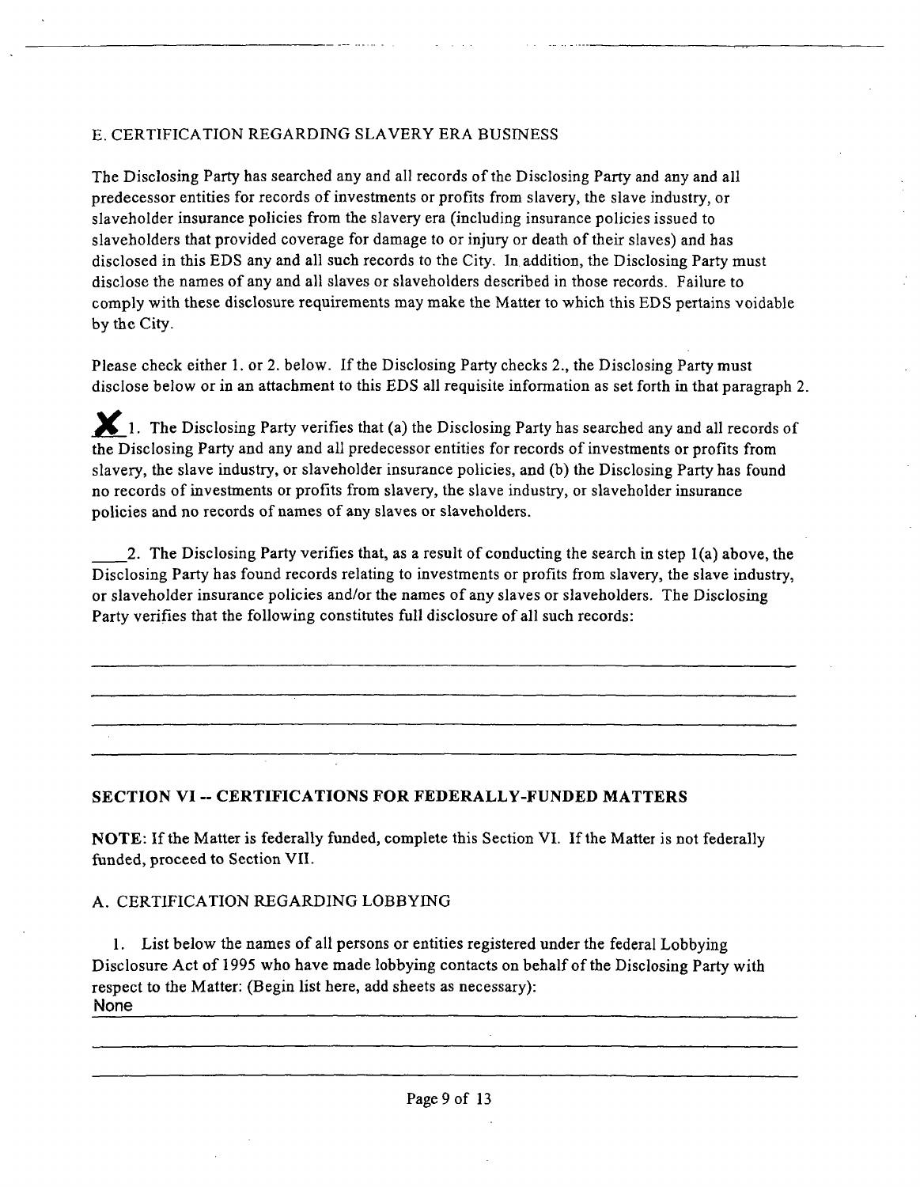E. CERTIFICATION REGARDING SLAVERY ERA BUSINESS

The Disclosing Party has searched any and all records of the Disclosing Party and any and all predecessor entities for records of investments or profits from slavery, the slave industry, or slaveholder insurance policies from the slavery era (including insurance policies issued to slaveholders that provided coverage for damage to or injury or death of their slaves) and has disclosed in this EDS any and all such records to the City. In addition, the Disclosing Party must disclose the names of any and all slaves or slaveholders described in those records. Failure to comply with these disclosure requirements may make the Matter to which this EDS pertains voidable by the City.

Please check either 1. or 2. below. If the Disclosing Party checks 2., the Disclosing Party must disclose below or in an attachment to this EDS all requisite information as set forth in that paragraph 2.

X 1. The Disclosing Party verifies that (a) the Disclosing Party has searched any and all records of the Disclosing Party and any and all predecessor entities for records of investments or profits from slavery, the slave industry, or slaveholder insurance policies, and (b) the Disclosing Party has found no records of investments or profits from slavery, the slave industry, or slaveholder insurance policies and no records of names of any slaves or slaveholders.

____ 2. The Disclosing Party verifies that, as a result of conducting the search in step 1(a) above, the Disclosing Party has found records relating to investments or profits from slavery, the slave industry, or slaveholder insurance policies and/or the names of any slaves or slaveholders. The Disclosing Party verifies that the following constitutes full disclosure of all such records:

______________________________________________________________________

______________________________________________________________________

______________________________________________________________________

______________________________________________________________________

## SECTION VI -- CERTIFICATIONS FOR FEDERALLY-FUNDED MATTERS

**NOTE**: If the Matter is federally funded, complete this Section VI. If the Matter is not federally funded, proceed to Section VII.

A. CERTIFICATION REGARDING LOBBYING

1. List below the names of all persons or entities registered under the federal Lobbying Disclosure Act of 1995 who have made lobbying contacts on behalf of the Disclosing Party with respect to the Matter: (Begin list here, add sheets as necessary):

None

______________________________________________________________________

______________________________________________________________________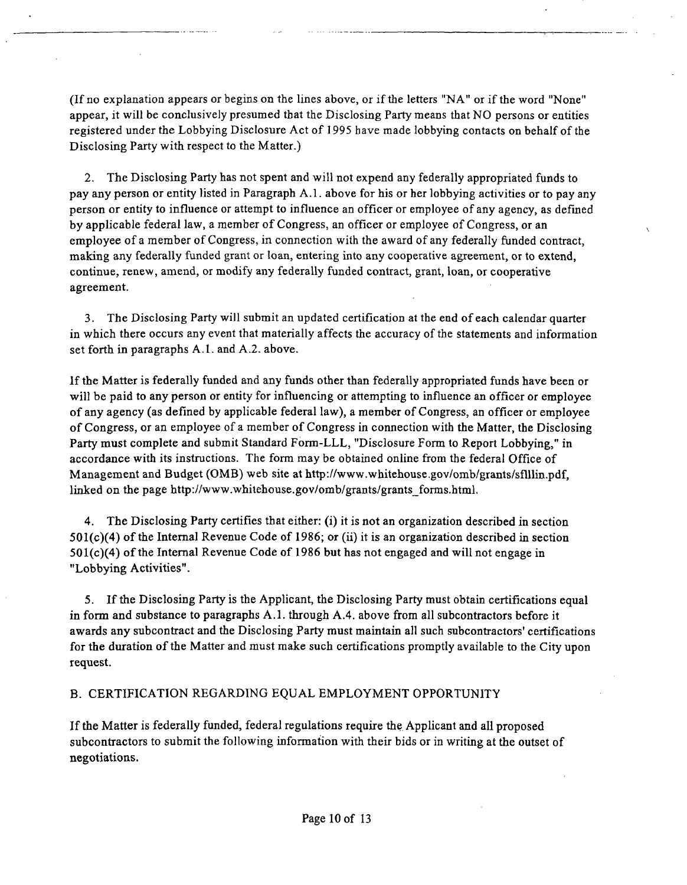(If no explanation appears or begins on the lines above, or if the letters "NA" or if the word "None" appear, it will be conclusively presumed that the Disclosing Party means that NO persons or entities registered under the Lobbying Disclosure Act of 1995 have made lobbying contacts on behalf of the Disclosing Party with respect to the Matter.)

2. The Disclosing Party has not spent and will not expend any federally appropriated funds to pay any person or entity listed in Paragraph A.1. above for his or her lobbying activities or to pay any person or entity to influence or attempt to influence an officer or employee of any agency, as defined by applicable federal law, a member of Congress, an officer or employee of Congress, or an employee of a member of Congress, in connection with the award of any federally funded contract, making any federally funded grant or loan, entering into any cooperative agreement, or to extend, continue, renew, amend, or modify any federally funded contract, grant, loan, or cooperative agreement.

3. The Disclosing Party will submit an updated certification at the end of each calendar quarter in which there occurs any event that materially affects the accuracy of the statements and information set forth in paragraphs A.1. and A.2. above.

If the Matter is federally funded and any funds other than federally appropriated funds have been or will be paid to any person or entity for influencing or attempting to influence an officer or employee of any agency (as defined by applicable federal law), a member of Congress, an officer or employee of Congress, or an employee of a member of Congress in connection with the Matter, the Disclosing Party must complete and submit Standard Form-LLL, "Disclosure Form to Report Lobbying," in accordance with its instructions. The form may be obtained online from the federal Office of Management and Budget (OMB) web site at http://www.whitehouse.gov/omb/grants/sflllin.pdf, linked on the page http://www.whitehouse.gov/omb/grants/grants_forms.html.

4. The Disclosing Party certifies that either: (i) it is not an organization described in section 501(c)(4) of the Internal Revenue Code of 1986; or (ii) it is an organization described in section 501(c)(4) of the Internal Revenue Code of 1986 but has not engaged and will not engage in "Lobbying Activities".

5. If the Disclosing Party is the Applicant, the Disclosing Party must obtain certifications equal in form and substance to paragraphs A.1. through A.4. above from all subcontractors before it awards any subcontract and the Disclosing Party must maintain all such subcontractors' certifications for the duration of the Matter and must make such certifications promptly available to the City upon request.

B. CERTIFICATION REGARDING EQUAL EMPLOYMENT OPPORTUNITY

If the Matter is federally funded, federal regulations require the Applicant and all proposed subcontractors to submit the following information with their bids or in writing at the outset of negotiations.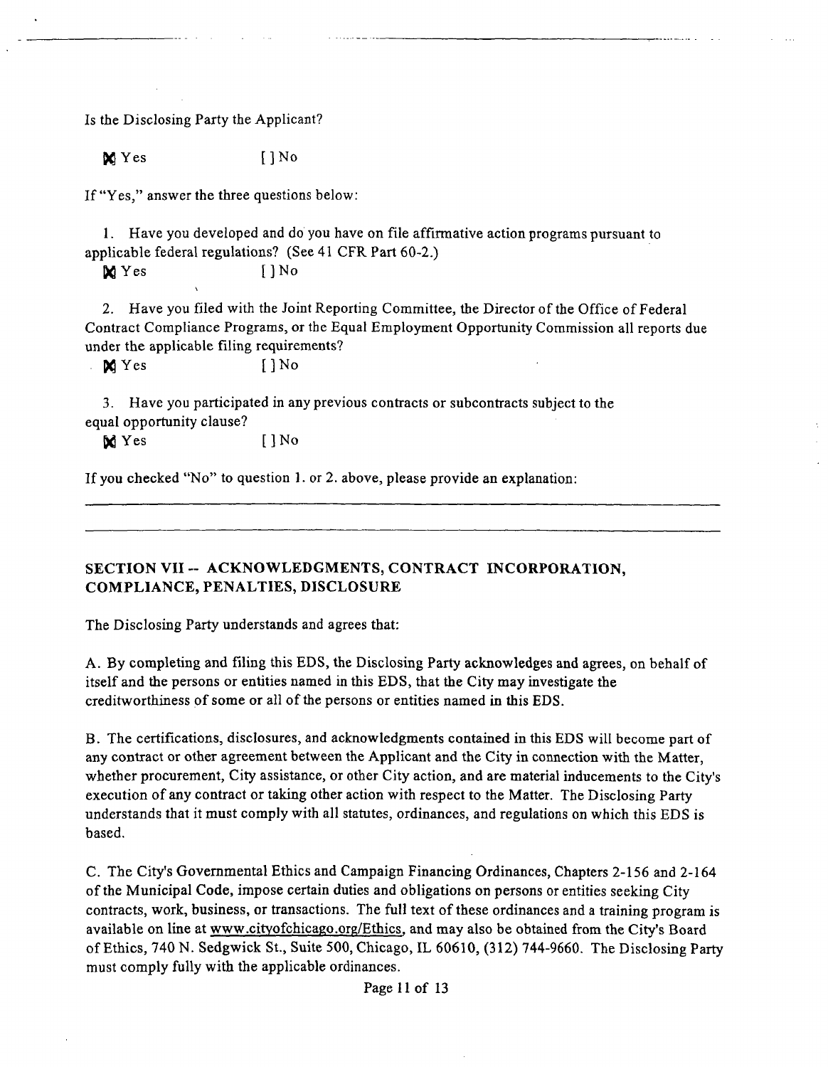Is the Disclosing Party the Applicant?

[X] Yes [ ] No

If "Yes," answer the three questions below:

1. Have you developed and do you have on file affirmative action programs pursuant to applicable federal regulations? (See 41 CFR Part 60-2.)

[X] Yes [ ] No

2. Have you filed with the Joint Reporting Committee, the Director of the Office of Federal Contract Compliance Programs, or the Equal Employment Opportunity Commission all reports due under the applicable filing requirements?

[X] Yes [ ] No

3. Have you participated in any previous contracts or subcontracts subject to the equal opportunity clause?

[X] Yes [ ] No

If you checked "No" to question 1. or 2. above, please provide an explanation:

---

---

## SECTION VII -- ACKNOWLEDGMENTS, CONTRACT INCORPORATION, COMPLIANCE, PENALTIES, DISCLOSURE

The Disclosing Party understands and agrees that:

A. By completing and filing this EDS, the Disclosing Party acknowledges and agrees, on behalf of itself and the persons or entities named in this EDS, that the City may investigate the creditworthiness of some or all of the persons or entities named in this EDS.

B. The certifications, disclosures, and acknowledgments contained in this EDS will become part of any contract or other agreement between the Applicant and the City in connection with the Matter, whether procurement, City assistance, or other City action, and are material inducements to the City's execution of any contract or taking other action with respect to the Matter. The Disclosing Party understands that it must comply with all statutes, ordinances, and regulations on which this EDS is based.

C. The City's Governmental Ethics and Campaign Financing Ordinances, Chapters 2-156 and 2-164 of the Municipal Code, impose certain duties and obligations on persons or entities seeking City contracts, work, business, or transactions. The full text of these ordinances and a training program is available on line at www.cityofchicago.org/Ethics, and may also be obtained from the City's Board of Ethics, 740 N. Sedgwick St., Suite 500, Chicago, IL 60610, (312) 744-9660. The Disclosing Party must comply fully with the applicable ordinances.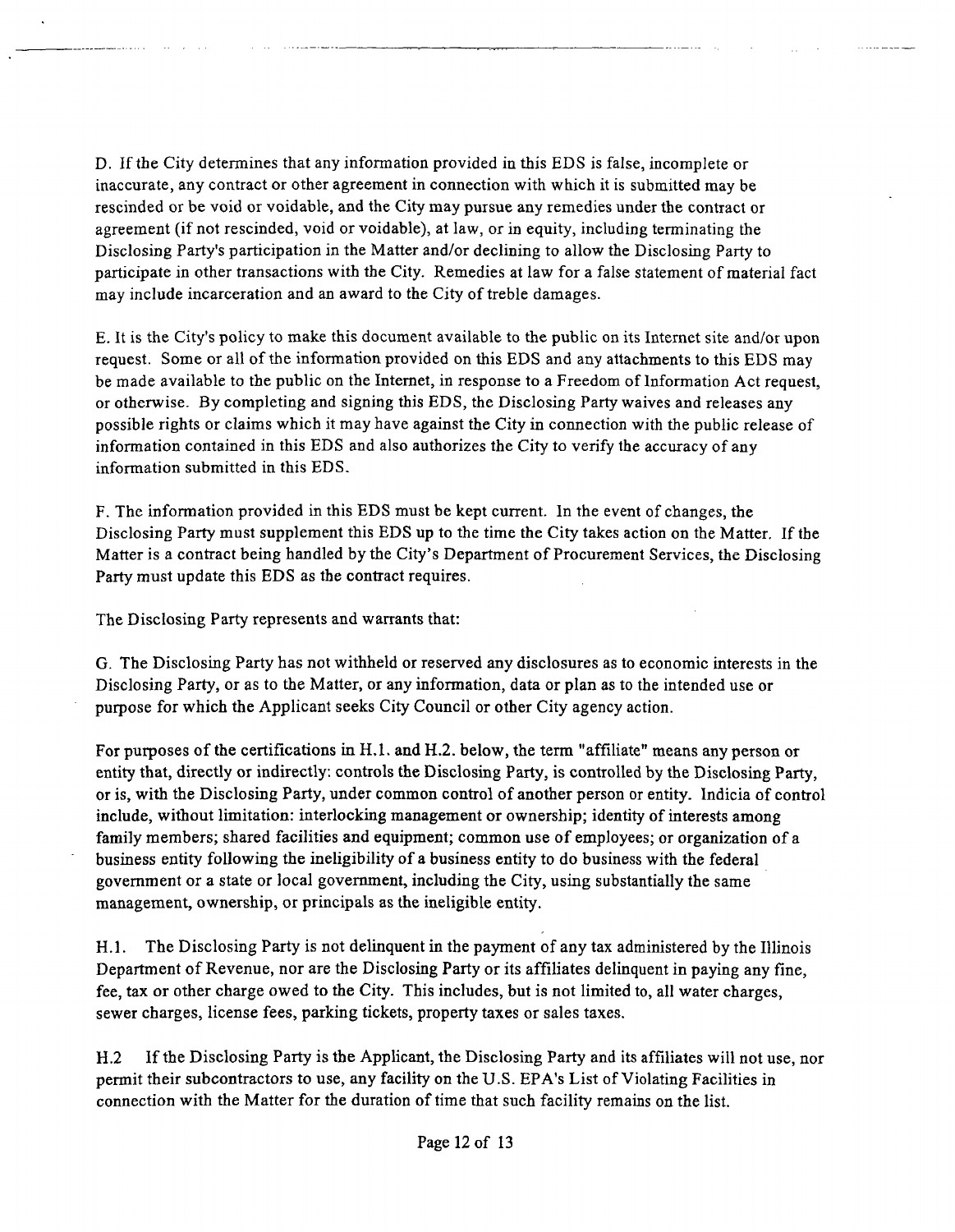D. If the City determines that any information provided in this EDS is false, incomplete or inaccurate, any contract or other agreement in connection with which it is submitted may be rescinded or be void or voidable, and the City may pursue any remedies under the contract or agreement (if not rescinded, void or voidable), at law, or in equity, including terminating the Disclosing Party's participation in the Matter and/or declining to allow the Disclosing Party to participate in other transactions with the City. Remedies at law for a false statement of material fact may include incarceration and an award to the City of treble damages.

E. It is the City's policy to make this document available to the public on its Internet site and/or upon request. Some or all of the information provided on this EDS and any attachments to this EDS may be made available to the public on the Internet, in response to a Freedom of Information Act request, or otherwise. By completing and signing this EDS, the Disclosing Party waives and releases any possible rights or claims which it may have against the City in connection with the public release of information contained in this EDS and also authorizes the City to verify the accuracy of any information submitted in this EDS.

F. The information provided in this EDS must be kept current. In the event of changes, the Disclosing Party must supplement this EDS up to the time the City takes action on the Matter. If the Matter is a contract being handled by the City's Department of Procurement Services, the Disclosing Party must update this EDS as the contract requires.

The Disclosing Party represents and warrants that:

G. The Disclosing Party has not withheld or reserved any disclosures as to economic interests in the Disclosing Party, or as to the Matter, or any information, data or plan as to the intended use or purpose for which the Applicant seeks City Council or other City agency action.

For purposes of the certifications in H.1. and H.2. below, the term "affiliate" means any person or entity that, directly or indirectly: controls the Disclosing Party, is controlled by the Disclosing Party, or is, with the Disclosing Party, under common control of another person or entity. Indicia of control include, without limitation: interlocking management or ownership; identity of interests among family members; shared facilities and equipment; common use of employees; or organization of a business entity following the ineligibility of a business entity to do business with the federal government or a state or local government, including the City, using substantially the same management, ownership, or principals as the ineligible entity.

H.1. The Disclosing Party is not delinquent in the payment of any tax administered by the Illinois Department of Revenue, nor are the Disclosing Party or its affiliates delinquent in paying any fine, fee, tax or other charge owed to the City. This includes, but is not limited to, all water charges, sewer charges, license fees, parking tickets, property taxes or sales taxes.

H.2 If the Disclosing Party is the Applicant, the Disclosing Party and its affiliates will not use, nor permit their subcontractors to use, any facility on the U.S. EPA's List of Violating Facilities in connection with the Matter for the duration of time that such facility remains on the list.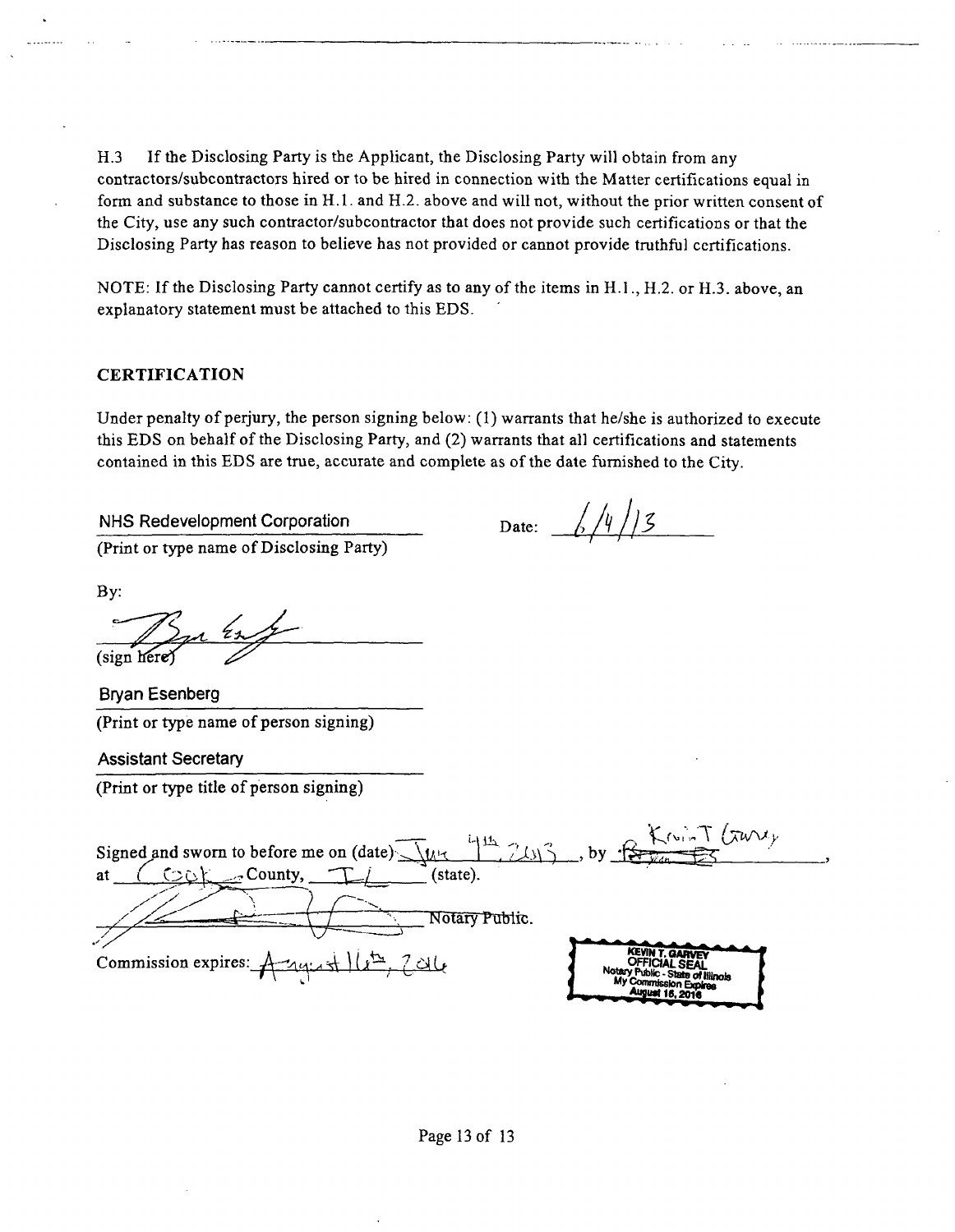H.3 If the Disclosing Party is the Applicant, the Disclosing Party will obtain from any contractors/subcontractors hired or to be hired in connection with the Matter certifications equal in form and substance to those in H.1. and H.2. above and will not, without the prior written consent of the City, use any such contractor/subcontractor that does not provide such certifications or that the Disclosing Party has reason to believe has not provided or cannot provide truthful certifications.

NOTE: If the Disclosing Party cannot certify as to any of the items in H.1., H.2. or H.3. above, an explanatory statement must be attached to this EDS.

## CERTIFICATION

Under penalty of perjury, the person signing below: (1) warrants that he/she is authorized to execute this EDS on behalf of the Disclosing Party, and (2) warrants that all certifications and statements contained in this EDS are true, accurate and complete as of the date furnished to the City.

NHS Redevelopment Corporation
(Print or type name of Disclosing Party)

Date: 6/4/13

By:

(sign here)

Bryan Esenberg
(Print or type name of person signing)

Assistant Secretary
(Print or type title of person signing)

Signed and sworn to before me on (date) June 4th, 2013, by Bryan Es, at Cook County, IL (state).

Notary Public.

Commission expires: August 16th, 2016

KEVIN T. GARVEY
OFFICIAL SEAL
Notary Public - State of Illinois
My Commission Expires
August 16, 2016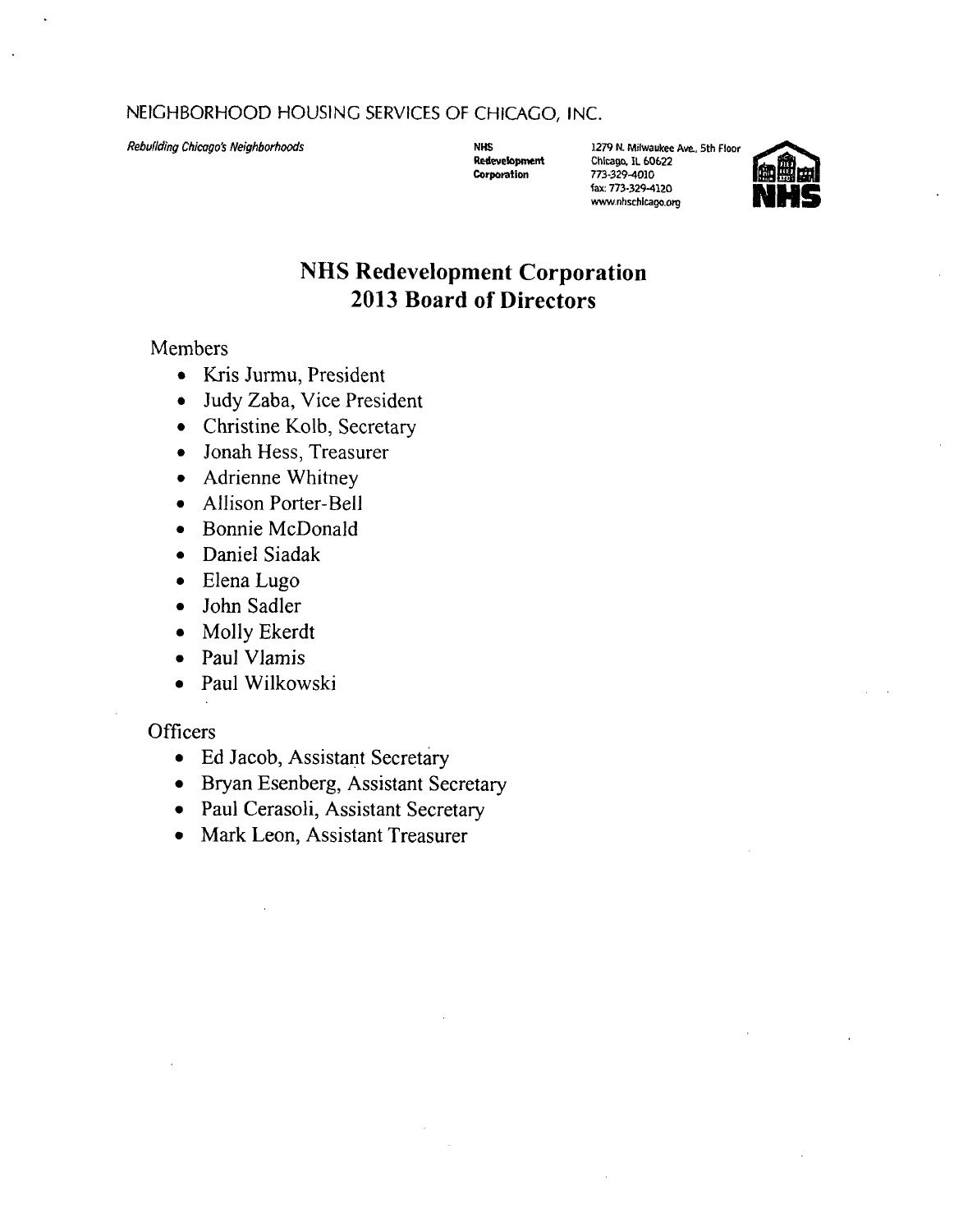NEIGHBORHOOD HOUSING SERVICES OF CHICAGO, INC.

*Rebuilding Chicago's Neighborhoods*

**NHS Redevelopment Corporation**

1279 N. Milwaukee Ave., 5th Floor
Chicago, IL 60622
773-329-4010
fax: 773-329-4120
www.nhschicago.org

NHS

# NHS Redevelopment Corporation
# 2013 Board of Directors

Members

- Kris Jurmu, President
- Judy Zaba, Vice President
- Christine Kolb, Secretary
- Jonah Hess, Treasurer
- Adrienne Whitney
- Allison Porter-Bell
- Bonnie McDonald
- Daniel Siadak
- Elena Lugo
- John Sadler
- Molly Ekerdt
- Paul Vlamis
- Paul Wilkowski

Officers

- Ed Jacob, Assistant Secretary
- Bryan Esenberg, Assistant Secretary
- Paul Cerasoli, Assistant Secretary
- Mark Leon, Assistant Treasurer